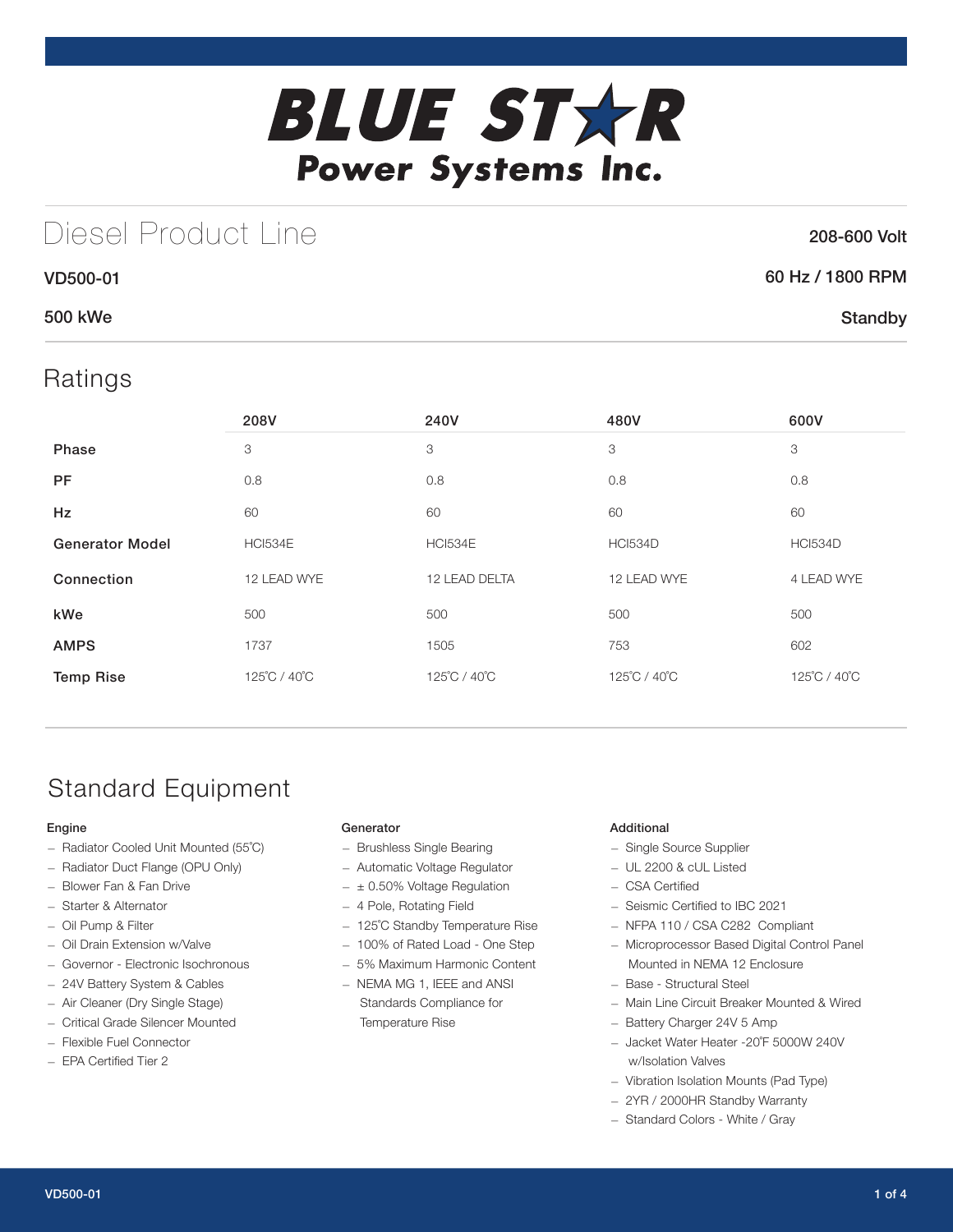# BLUE STAR Power Systems Inc.

## Diesel Product Line

208-600 Volt

VD500-01

60 Hz / 1800 RPM

500 kWe

Standby

## Ratings

| | 208V | 240V | 480V | 600V |
|---|---|---|---|---|
| **Phase** | 3 | 3 | 3 | 3 |
| **PF** | 0.8 | 0.8 | 0.8 | 0.8 |
| **Hz** | 60 | 60 | 60 | 60 |
| **Generator Model** | HCI534E | HCI534E | HCI534D | HCI534D |
| **Connection** | 12 LEAD WYE | 12 LEAD DELTA | 12 LEAD WYE | 4 LEAD WYE |
| **kWe** | 500 | 500 | 500 | 500 |
| **AMPS** | 1737 | 1505 | 753 | 602 |
| **Temp Rise** | 125˚C / 40˚C | 125˚C / 40˚C | 125˚C / 40˚C | 125˚C / 40˚C |

## Standard Equipment

### Engine

- Radiator Cooled Unit Mounted (55˚C)
- Radiator Duct Flange (OPU Only)
- Blower Fan & Fan Drive
- Starter & Alternator
- Oil Pump & Filter
- Oil Drain Extension w/Valve
- Governor - Electronic Isochronous
- 24V Battery System & Cables
- Air Cleaner (Dry Single Stage)
- Critical Grade Silencer Mounted
- Flexible Fuel Connector
- EPA Certified Tier 2

### Generator

- Brushless Single Bearing
- Automatic Voltage Regulator
- ± 0.50% Voltage Regulation
- 4 Pole, Rotating Field
- 125˚C Standby Temperature Rise
- 100% of Rated Load - One Step
- 5% Maximum Harmonic Content
- NEMA MG 1, IEEE and ANSI Standards Compliance for Temperature Rise

### Additional

- Single Source Supplier
- UL 2200 & cUL Listed
- CSA Certified
- Seismic Certified to IBC 2021
- NFPA 110 / CSA C282 Compliant
- Microprocessor Based Digital Control Panel Mounted in NEMA 12 Enclosure
- Base - Structural Steel
- Main Line Circuit Breaker Mounted & Wired
- Battery Charger 24V 5 Amp
- Jacket Water Heater -20˚F 5000W 240V w/Isolation Valves
- Vibration Isolation Mounts (Pad Type)
- 2YR / 2000HR Standby Warranty
- Standard Colors - White / Gray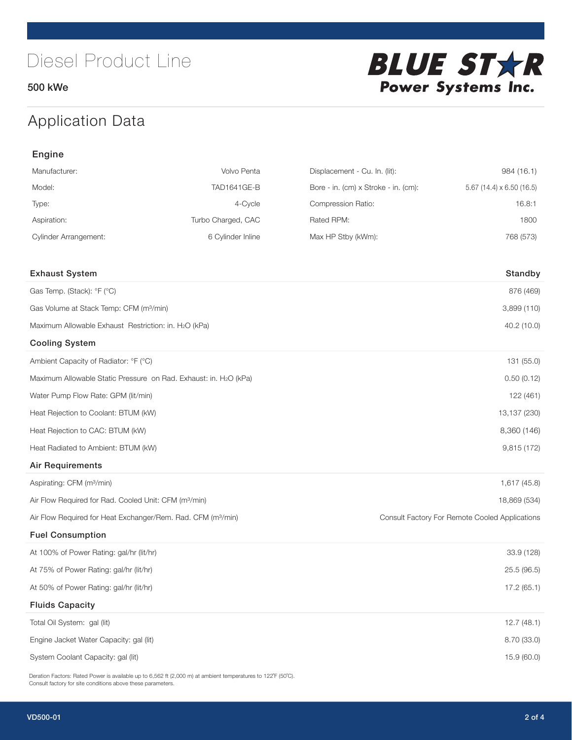# Diesel Product Line

**500 kWe**

BLUE STAR Power Systems Inc.

## Application Data

### Engine

| | | | |
|---|---|---|---|
| Manufacturer: | Volvo Penta | Displacement - Cu. In. (lit): | 984 (16.1) |
| Model: | TAD1641GE-B | Bore - in. (cm) x Stroke - in. (cm): | 5.67 (14.4) x 6.50 (16.5) |
| Type: | 4-Cycle | Compression Ratio: | 16.8:1 |
| Aspiration: | Turbo Charged, CAC | Rated RPM: | 1800 |
| Cylinder Arrangement: | 6 Cylinder Inline | Max HP Stby (kWm): | 768 (573) |

| Exhaust System | Standby |
|---|---|
| Gas Temp. (Stack): °F (°C) | 876 (469) |
| Gas Volume at Stack Temp: CFM (m³/min) | 3,899 (110) |
| Maximum Allowable Exhaust Restriction: in. $H_2O$ (kPa) | 40.2 (10.0) |
| **Cooling System** | |
| Ambient Capacity of Radiator: °F (°C) | 131 (55.0) |
| Maximum Allowable Static Pressure on Rad. Exhaust: in. $H_2O$ (kPa) | 0.50 (0.12) |
| Water Pump Flow Rate: GPM (lit/min) | 122 (461) |
| Heat Rejection to Coolant: BTUM (kW) | 13,137 (230) |
| Heat Rejection to CAC: BTUM (kW) | 8,360 (146) |
| Heat Radiated to Ambient: BTUM (kW) | 9,815 (172) |
| **Air Requirements** | |
| Aspirating: CFM (m³/min) | 1,617 (45.8) |
| Air Flow Required for Rad. Cooled Unit: CFM (m³/min) | 18,869 (534) |
| Air Flow Required for Heat Exchanger/Rem. Rad. CFM (m³/min) | Consult Factory For Remote Cooled Applications |
| **Fuel Consumption** | |
| At 100% of Power Rating: gal/hr (lit/hr) | 33.9 (128) |
| At 75% of Power Rating: gal/hr (lit/hr) | 25.5 (96.5) |
| At 50% of Power Rating: gal/hr (lit/hr) | 17.2 (65.1) |
| **Fluids Capacity** | |
| Total Oil System: gal (lit) | 12.7 (48.1) |
| Engine Jacket Water Capacity: gal (lit) | 8.70 (33.0) |
| System Coolant Capacity: gal (lit) | 15.9 (60.0) |

Deration Factors: Rated Power is available up to 6,562 ft (2,000 m) at ambient temperatures to 122°F (50°C).
Consult factory for site conditions above these parameters.

VD500-01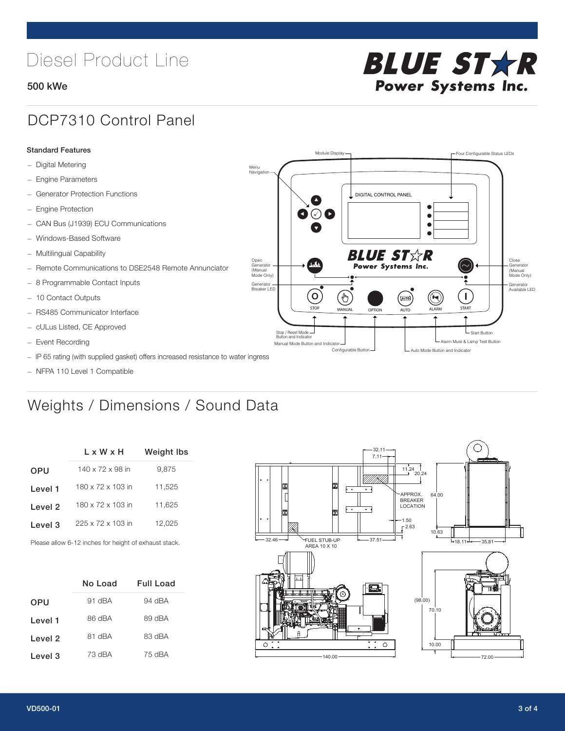# Diesel Product Line

**500 kWe**

## DCP7310 Control Panel

**Standard Features**

- Digital Metering
- Engine Parameters
- Generator Protection Functions
- Engine Protection
- CAN Bus (J1939) ECU Communications
- Windows-Based Software
- Multilingual Capability
- Remote Communications to DSE2548 Remote Annunciator
- 8 Programmable Contact Inputs
- 10 Contact Outputs
- RS485 Communicator Interface
- cULus Listed, CE Approved
- Event Recording
- IP 65 rating (with supplied gasket) offers increased resistance to water ingress
- NFPA 110 Level 1 Compatible

## Weights / Dimensions / Sound Data

| | L x W x H | Weight lbs |
|---|---|---|
| OPU | 140 x 72 x 98 in | 9,875 |
| Level 1 | 180 x 72 x 103 in | 11,525 |
| Level 2 | 180 x 72 x 103 in | 11,625 |
| Level 3 | 225 x 72 x 103 in | 12,025 |

Please allow 6-12 inches for height of exhaust stack.

| | No Load | Full Load |
|---|---|---|
| OPU | 91 dBA | 94 dBA |
| Level 1 | 86 dBA | 89 dBA |
| Level 2 | 81 dBA | 83 dBA |
| Level 3 | 73 dBA | 75 dBA |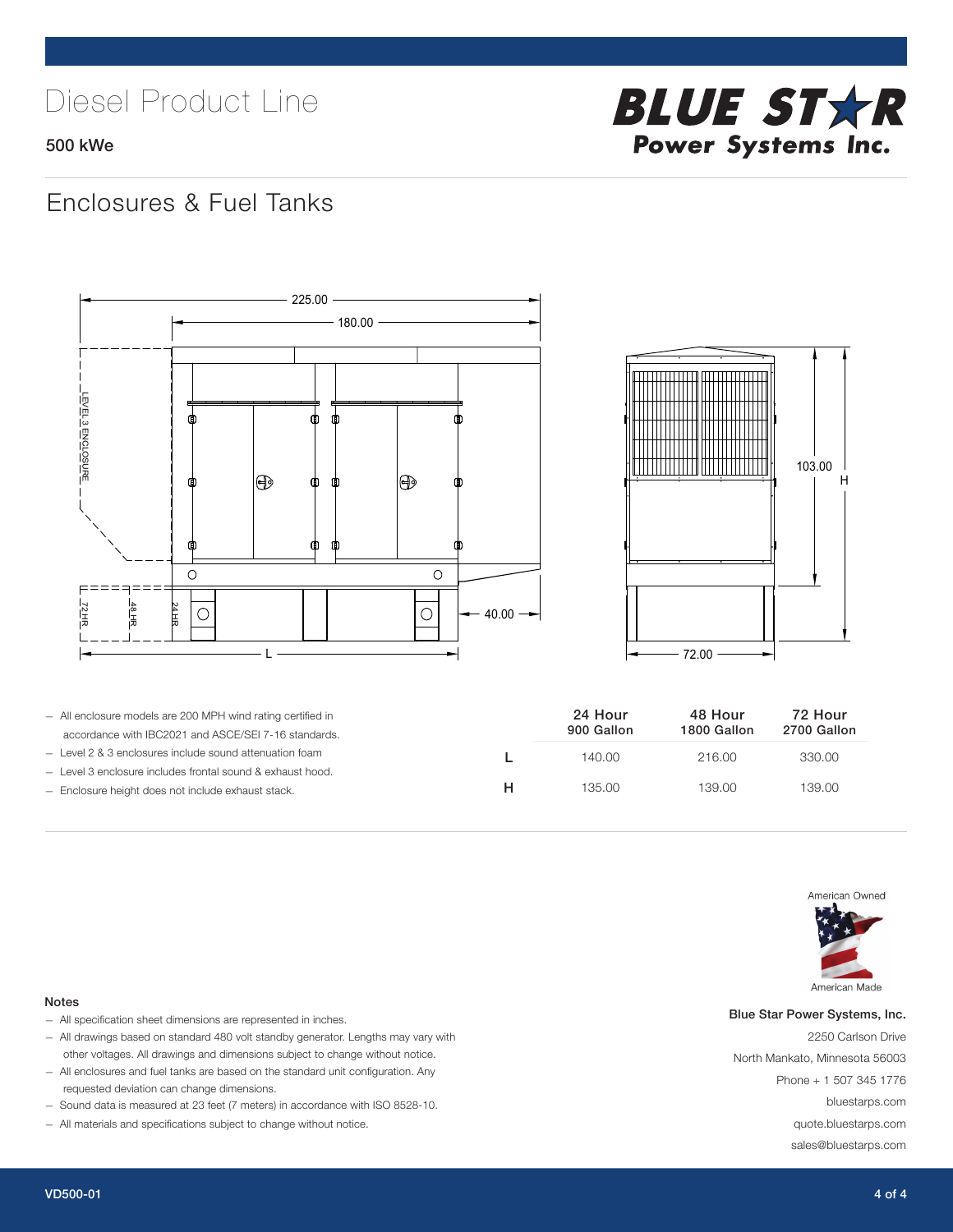# Diesel Product Line

500 kWe

## Enclosures & Fuel Tanks

225.00

180.00

LEVEL 3 ENCLOSURE

72 HR

48 HR

24 HR

40.00

L

103.00

H

72.00

- All enclosure models are 200 MPH wind rating certified in accordance with IBC2021 and ASCE/SEI 7-16 standards.
- Level 2 & 3 enclosures include sound attenuation foam
- Level 3 enclosure includes frontal sound & exhaust hood.
- Enclosure height does not include exhaust stack.

| | 24 Hour 900 Gallon | 48 Hour 1800 Gallon | 72 Hour 2700 Gallon |
|---|---|---|---|
| **L** | 140.00 | 216.00 | 330.00 |
| **H** | 135.00 | 139.00 | 139.00 |

American Owned

American Made

### Notes

- All specification sheet dimensions are represented in inches.
- All drawings based on standard 480 volt standby generator. Lengths may vary with other voltages. All drawings and dimensions subject to change without notice.
- All enclosures and fuel tanks are based on the standard unit configuration. Any requested deviation can change dimensions.
- Sound data is measured at 23 feet (7 meters) in accordance with ISO 8528-10.
- All materials and specifications subject to change without notice.

**Blue Star Power Systems, Inc.**
2250 Carlson Drive
North Mankato, Minnesota 56003
Phone + 1 507 345 1776
bluestarps.com
quote.bluestarps.com
sales@bluestarps.com

VD500-01